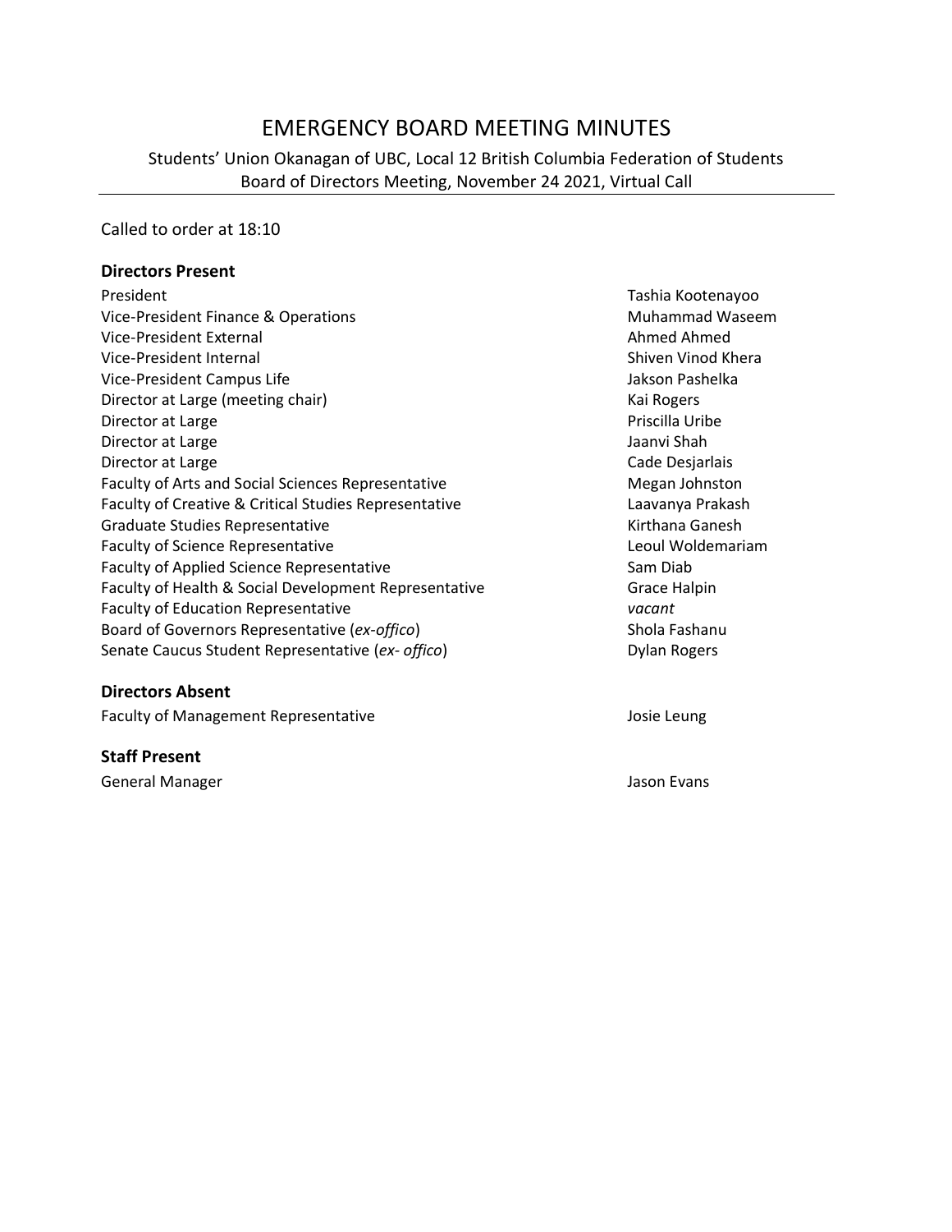# EMERGENCY BOARD MEETING MINUTES

Students' Union Okanagan of UBC, Local 12 British Columbia Federation of Students
Board of Directors Meeting, November 24 2021, Virtual Call

Called to order at 18:10

**Directors Present**

| | |
|---|---|
| President | Tashia Kootenayoo |
| Vice-President Finance & Operations | Muhammad Waseem |
| Vice-President External | Ahmed Ahmed |
| Vice-President Internal | Shiven Vinod Khera |
| Vice-President Campus Life | Jakson Pashelka |
| Director at Large (meeting chair) | Kai Rogers |
| Director at Large | Priscilla Uribe |
| Director at Large | Jaanvi Shah |
| Director at Large | Cade Desjarlais |
| Faculty of Arts and Social Sciences Representative | Megan Johnston |
| Faculty of Creative & Critical Studies Representative | Laavanya Prakash |
| Graduate Studies Representative | Kirthana Ganesh |
| Faculty of Science Representative | Leoul Woldemariam |
| Faculty of Applied Science Representative | Sam Diab |
| Faculty of Health & Social Development Representative | Grace Halpin |
| Faculty of Education Representative | *vacant* |
| Board of Governors Representative (*ex-offico*) | Shola Fashanu |
| Senate Caucus Student Representative (*ex- offico*) | Dylan Rogers |

**Directors Absent**

| | |
|---|---|
| Faculty of Management Representative | Josie Leung |

**Staff Present**

| | |
|---|---|
| General Manager | Jason Evans |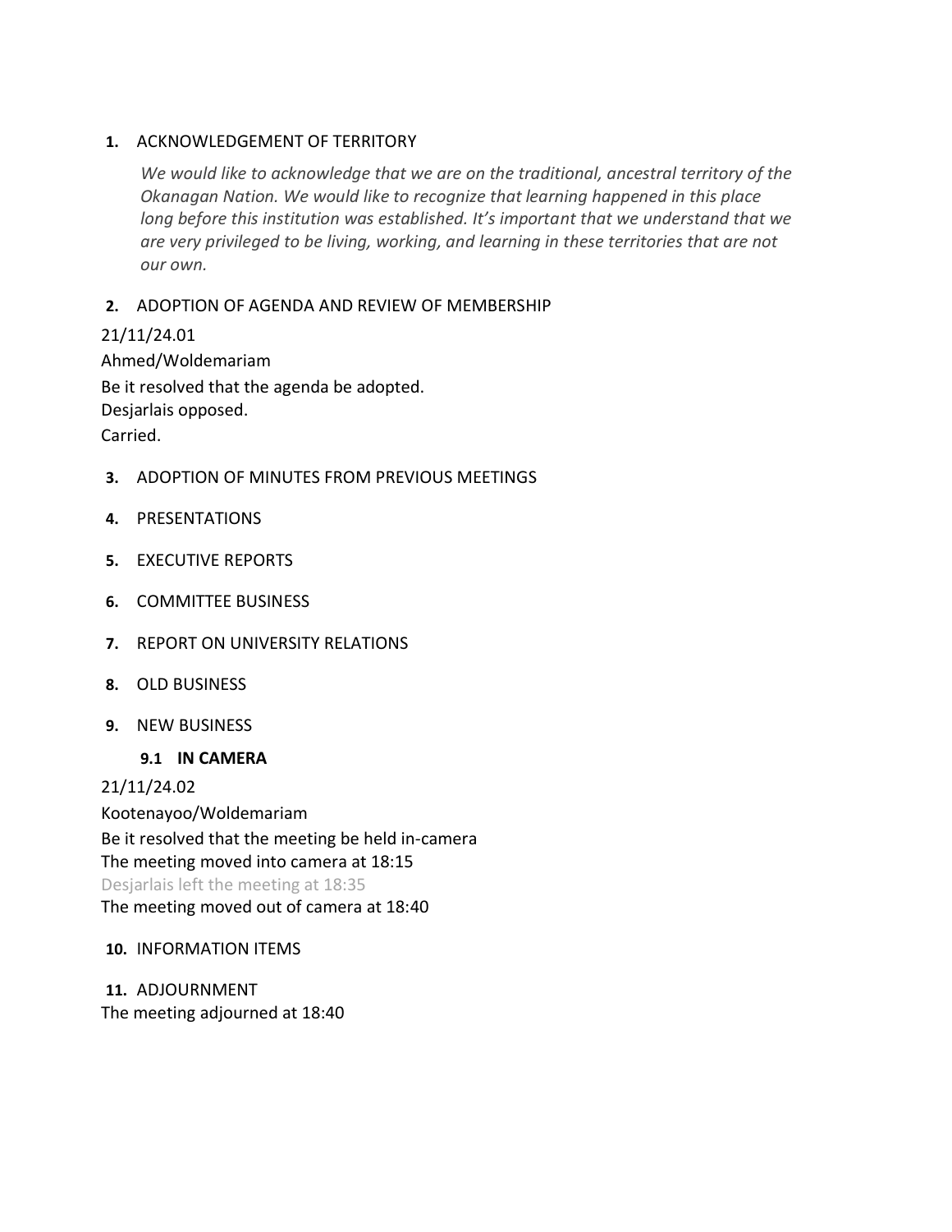1. ACKNOWLEDGEMENT OF TERRITORY

   *We would like to acknowledge that we are on the traditional, ancestral territory of the Okanagan Nation. We would like to recognize that learning happened in this place long before this institution was established. It's important that we understand that we are very privileged to be living, working, and learning in these territories that are not our own.*

2. ADOPTION OF AGENDA AND REVIEW OF MEMBERSHIP

21/11/24.01

Ahmed/Woldemariam

Be it resolved that the agenda be adopted.
Desjarlais opposed.
Carried.

3. ADOPTION OF MINUTES FROM PREVIOUS MEETINGS

4. PRESENTATIONS

5. EXECUTIVE REPORTS

6. COMMITTEE BUSINESS

7. REPORT ON UNIVERSITY RELATIONS

8. OLD BUSINESS

9. NEW BUSINESS

   **9.1 IN CAMERA**

21/11/24.02

Kootenayoo/Woldemariam

Be it resolved that the meeting be held in-camera
The meeting moved into camera at 18:15
Desjarlais left the meeting at 18:35
The meeting moved out of camera at 18:40

10. INFORMATION ITEMS

11. ADJOURNMENT

The meeting adjourned at 18:40